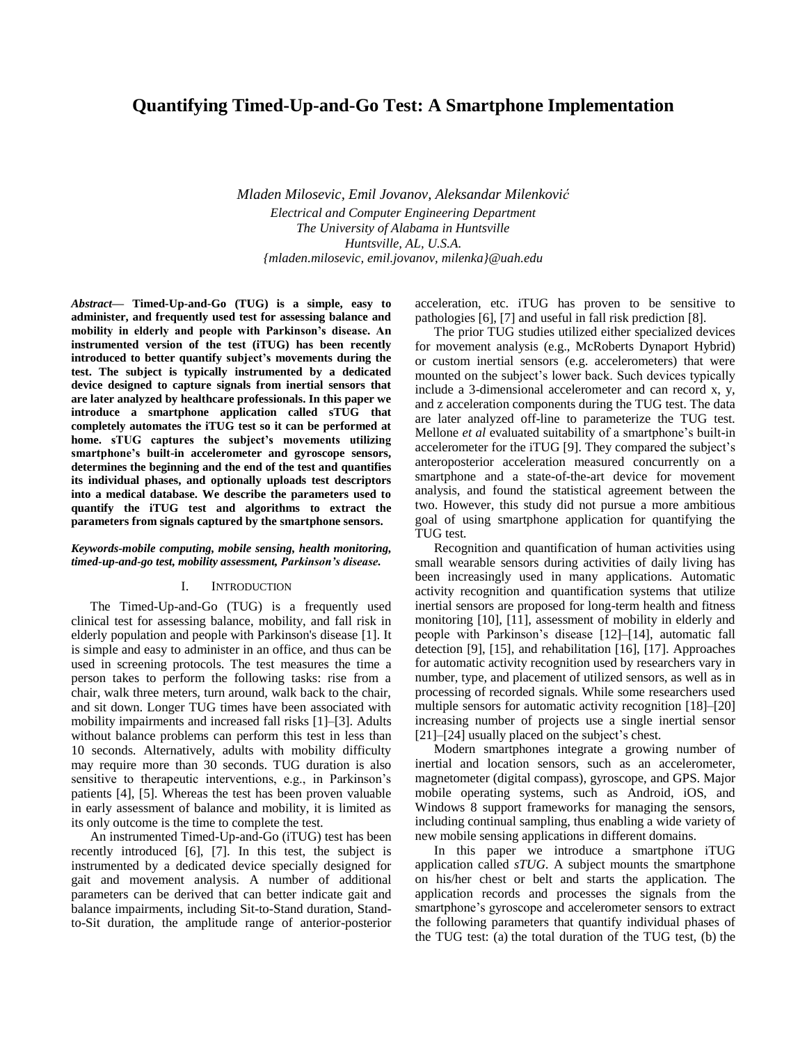# Quantifying Timed-Up-and-Go Test: A Smartphone Implementation

*Mladen Milosevic, Emil Jovanov, Aleksandar Milenković*

*Electrical and Computer Engineering Department*
*The University of Alabama in Huntsville*
*Huntsville, AL, U.S.A.*
*{mladen.milosevic, emil.jovanov, milenka}@uah.edu*

***Abstract*— Timed-Up-and-Go (TUG) is a simple, easy to administer, and frequently used test for assessing balance and mobility in elderly and people with Parkinson's disease. An instrumented version of the test (iTUG) has been recently introduced to better quantify subject's movements during the test. The subject is typically instrumented by a dedicated device designed to capture signals from inertial sensors that are later analyzed by healthcare professionals. In this paper we introduce a smartphone application called sTUG that completely automates the iTUG test so it can be performed at home. sTUG captures the subject's movements utilizing smartphone's built-in accelerometer and gyroscope sensors, determines the beginning and the end of the test and quantifies its individual phases, and optionally uploads test descriptors into a medical database. We describe the parameters used to quantify the iTUG test and algorithms to extract the parameters from signals captured by the smartphone sensors.**

***Keywords-mobile computing, mobile sensing, health monitoring, timed-up-and-go test, mobility assessment, Parkinson's disease.***

## I. Introduction

The Timed-Up-and-Go (TUG) is a frequently used clinical test for assessing balance, mobility, and fall risk in elderly population and people with Parkinson's disease [1]. It is simple and easy to administer in an office, and thus can be used in screening protocols. The test measures the time a person takes to perform the following tasks: rise from a chair, walk three meters, turn around, walk back to the chair, and sit down. Longer TUG times have been associated with mobility impairments and increased fall risks [1]–[3]. Adults without balance problems can perform this test in less than 10 seconds. Alternatively, adults with mobility difficulty may require more than 30 seconds. TUG duration is also sensitive to therapeutic interventions, e.g., in Parkinson's patients [4], [5]. Whereas the test has been proven valuable in early assessment of balance and mobility, it is limited as its only outcome is the time to complete the test.

An instrumented Timed-Up-and-Go (iTUG) test has been recently introduced [6], [7]. In this test, the subject is instrumented by a dedicated device specially designed for gait and movement analysis. A number of additional parameters can be derived that can better indicate gait and balance impairments, including Sit-to-Stand duration, Stand-to-Sit duration, the amplitude range of anterior-posterior acceleration, etc. iTUG has proven to be sensitive to pathologies [6], [7] and useful in fall risk prediction [8].

The prior TUG studies utilized either specialized devices for movement analysis (e.g., McRoberts Dynaport Hybrid) or custom inertial sensors (e.g. accelerometers) that were mounted on the subject's lower back. Such devices typically include a 3-dimensional accelerometer and can record x, y, and z acceleration components during the TUG test. The data are later analyzed off-line to parameterize the TUG test. Mellone *et al* evaluated suitability of a smartphone's built-in accelerometer for the iTUG [9]. They compared the subject's anteroposterior acceleration measured concurrently on a smartphone and a state-of-the-art device for movement analysis, and found the statistical agreement between the two. However, this study did not pursue a more ambitious goal of using smartphone application for quantifying the TUG test.

Recognition and quantification of human activities using small wearable sensors during activities of daily living has been increasingly used in many applications. Automatic activity recognition and quantification systems that utilize inertial sensors are proposed for long-term health and fitness monitoring [10], [11], assessment of mobility in elderly and people with Parkinson's disease [12]–[14], automatic fall detection [9], [15], and rehabilitation [16], [17]. Approaches for automatic activity recognition used by researchers vary in number, type, and placement of utilized sensors, as well as in processing of recorded signals. While some researchers used multiple sensors for automatic activity recognition [18]–[20] increasing number of projects use a single inertial sensor [21]–[24] usually placed on the subject's chest.

Modern smartphones integrate a growing number of inertial and location sensors, such as an accelerometer, magnetometer (digital compass), gyroscope, and GPS. Major mobile operating systems, such as Android, iOS, and Windows 8 support frameworks for managing the sensors, including continual sampling, thus enabling a wide variety of new mobile sensing applications in different domains.

In this paper we introduce a smartphone iTUG application called *sTUG*. A subject mounts the smartphone on his/her chest or belt and starts the application. The application records and processes the signals from the smartphone's gyroscope and accelerometer sensors to extract the following parameters that quantify individual phases of the TUG test: (a) the total duration of the TUG test, (b) the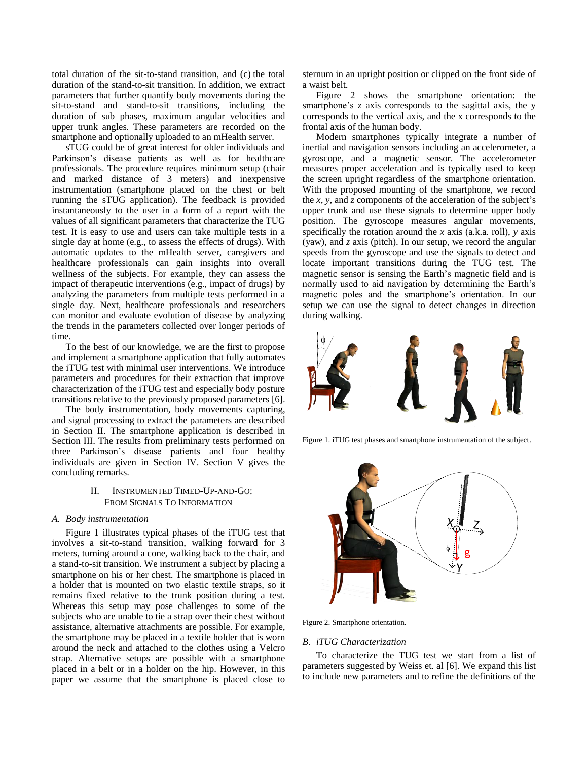total duration of the sit-to-stand transition, and (c) the total duration of the stand-to-sit transition. In addition, we extract parameters that further quantify body movements during the sit-to-stand and stand-to-sit transitions, including the duration of sub phases, maximum angular velocities and upper trunk angles. These parameters are recorded on the smartphone and optionally uploaded to an mHealth server.

sTUG could be of great interest for older individuals and Parkinson's disease patients as well as for healthcare professionals. The procedure requires minimum setup (chair and marked distance of 3 meters) and inexpensive instrumentation (smartphone placed on the chest or belt running the sTUG application). The feedback is provided instantaneously to the user in a form of a report with the values of all significant parameters that characterize the TUG test. It is easy to use and users can take multiple tests in a single day at home (e.g., to assess the effects of drugs). With automatic updates to the mHealth server, caregivers and healthcare professionals can gain insights into overall wellness of the subjects. For example, they can assess the impact of therapeutic interventions (e.g., impact of drugs) by analyzing the parameters from multiple tests performed in a single day. Next, healthcare professionals and researchers can monitor and evaluate evolution of disease by analyzing the trends in the parameters collected over longer periods of time.

To the best of our knowledge, we are the first to propose and implement a smartphone application that fully automates the iTUG test with minimal user interventions. We introduce parameters and procedures for their extraction that improve characterization of the iTUG test and especially body posture transitions relative to the previously proposed parameters [6].

The body instrumentation, body movements capturing, and signal processing to extract the parameters are described in Section II. The smartphone application is described in Section III. The results from preliminary tests performed on three Parkinson's disease patients and four healthy individuals are given in Section IV. Section V gives the concluding remarks.

## II. Instrumented Timed-Up-and-Go: From Signals To Information

### *A. Body instrumentation*

Figure 1 illustrates typical phases of the iTUG test that involves a sit-to-stand transition, walking forward for 3 meters, turning around a cone, walking back to the chair, and a stand-to-sit transition. We instrument a subject by placing a smartphone on his or her chest. The smartphone is placed in a holder that is mounted on two elastic textile straps, so it remains fixed relative to the trunk position during a test. Whereas this setup may pose challenges to some of the subjects who are unable to tie a strap over their chest without assistance, alternative attachments are possible. For example, the smartphone may be placed in a textile holder that is worn around the neck and attached to the clothes using a Velcro strap. Alternative setups are possible with a smartphone placed in a belt or in a holder on the hip. However, in this paper we assume that the smartphone is placed close to sternum in an upright position or clipped on the front side of a waist belt.

Figure 2 shows the smartphone orientation: the smartphone's *z* axis corresponds to the sagittal axis, the y corresponds to the vertical axis, and the x corresponds to the frontal axis of the human body.

Modern smartphones typically integrate a number of inertial and navigation sensors including an accelerometer, a gyroscope, and a magnetic sensor. The accelerometer measures proper acceleration and is typically used to keep the screen upright regardless of the smartphone orientation. With the proposed mounting of the smartphone, we record the *x*, *y*, and *z* components of the acceleration of the subject's upper trunk and use these signals to determine upper body position. The gyroscope measures angular movements, specifically the rotation around the *x* axis (a.k.a. roll), *y* axis (yaw), and *z* axis (pitch). In our setup, we record the angular speeds from the gyroscope and use the signals to detect and locate important transitions during the TUG test. The magnetic sensor is sensing the Earth's magnetic field and is normally used to aid navigation by determining the Earth's magnetic poles and the smartphone's orientation. In our setup we can use the signal to detect changes in direction during walking.

ϕ

Figure 1. iTUG test phases and smartphone instrumentation of the subject.

X
Z
ϕ
g
Y

Figure 2. Smartphone orientation.

### *B. iTUG Characterization*

To characterize the TUG test we start from a list of parameters suggested by Weiss et. al [6]. We expand this list to include new parameters and to refine the definitions of the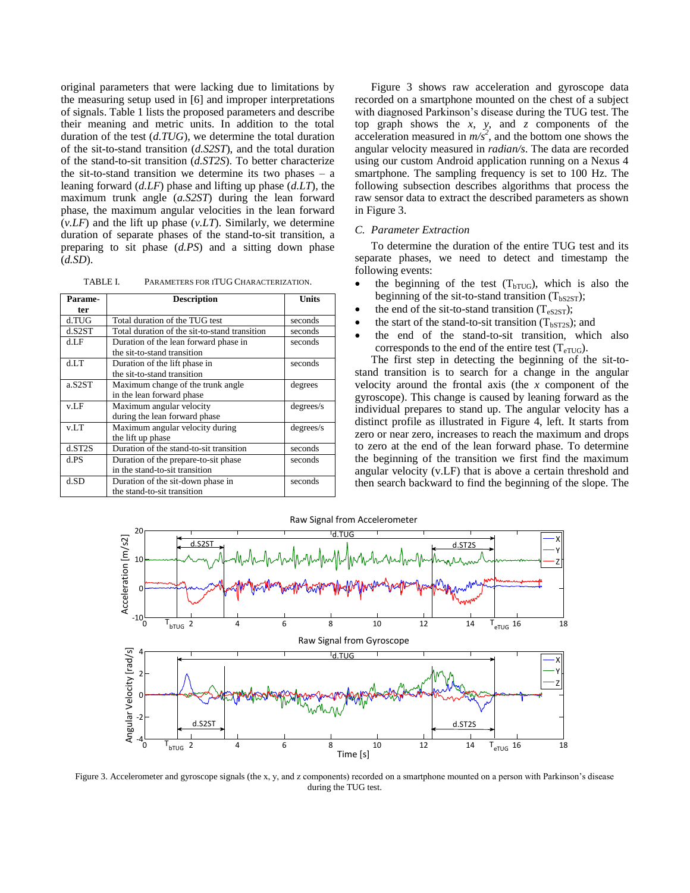original parameters that were lacking due to limitations by the measuring setup used in [6] and improper interpretations of signals. Table 1 lists the proposed parameters and describe their meaning and metric units. In addition to the total duration of the test (*d.TUG*), we determine the total duration of the sit-to-stand transition (*d.S2ST*), and the total duration of the stand-to-sit transition (*d.ST2S*). To better characterize the sit-to-stand transition we determine its two phases – a leaning forward (*d.LF*) phase and lifting up phase (*d.LT*), the maximum trunk angle (*a.S2ST*) during the lean forward phase, the maximum angular velocities in the lean forward (*v.LF*) and the lift up phase (*v.LT*). Similarly, we determine duration of separate phases of the stand-to-sit transition, a preparing to sit phase (*d.PS*) and a sitting down phase (*d.SD*).

TABLE I. PARAMETERS FOR ITUG CHARACTERIZATION.

| Parameter | Description | Units |
|---|---|---|
| d.TUG | Total duration of the TUG test | seconds |
| d.S2ST | Total duration of the sit-to-stand transition | seconds |
| d.LF | Duration of the lean forward phase in the sit-to-stand transition | seconds |
| d.LT | Duration of the lift phase in the sit-to-stand transition | seconds |
| a.S2ST | Maximum change of the trunk angle in the lean forward phase | degrees |
| v.LF | Maximum angular velocity during the lean forward phase | degrees/s |
| v.LT | Maximum angular velocity during the lift up phase | degrees/s |
| d.ST2S | Duration of the stand-to-sit transition | seconds |
| d.PS | Duration of the prepare-to-sit phase in the stand-to-sit transition | seconds |
| d.SD | Duration of the sit-down phase in the stand-to-sit transition | seconds |

Figure 3 shows raw acceleration and gyroscope data recorded on a smartphone mounted on the chest of a subject with diagnosed Parkinson's disease during the TUG test. The top graph shows the *x*, *y*, and *z* components of the acceleration measured in $m/s^2$, and the bottom one shows the angular velocity measured in *radian/s*. The data are recorded using our custom Android application running on a Nexus 4 smartphone. The sampling frequency is set to 100 Hz. The following subsection describes algorithms that process the raw sensor data to extract the described parameters as shown in Figure 3.

### *C. Parameter Extraction*

To determine the duration of the entire TUG test and its separate phases, we need to detect and timestamp the following events:

- the beginning of the test ($T_{bTUG}$), which is also the beginning of the sit-to-stand transition ($T_{bS2ST}$);
- the end of the sit-to-stand transition ($T_{eS2ST}$);
- the start of the stand-to-sit transition ($T_{bST2S}$); and
- the end of the stand-to-sit transition, which also corresponds to the end of the entire test ($T_{eTUG}$).

The first step in detecting the beginning of the sit-to-stand transition is to search for a change in the angular velocity around the frontal axis (the *x* component of the gyroscope). This change is caused by leaning forward as the individual prepares to stand up. The angular velocity has a distinct profile as illustrated in Figure 4, left. It starts from zero or near zero, increases to reach the maximum and drops to zero at the end of the lean forward phase. To determine the beginning of the transition we first find the maximum angular velocity (v.LF) that is above a certain threshold and then search backward to find the beginning of the slope. The

Raw Signal from Accelerometer

Acceleration [m/s2]

d.TUG

d.S2ST

d.ST2S

X
Y
Z

20
10
0
-10

0 $T_{bTUG}$ 2 4 6 8 10 12 14 $T_{eTUG}$ 16 18

Raw Signal from Gyroscope

Angular Velocity [rad/s]

d.TUG

d.S2ST

d.ST2S

X
Y
Z

4
2
0
-2
-4

0 $T_{bTUG}$ 2 4 6 8 10 12 14 $T_{eTUG}$ 16 18

Time [s]

Figure 3. Accelerometer and gyroscope signals (the x, y, and z components) recorded on a smartphone mounted on a person with Parkinson's disease during the TUG test.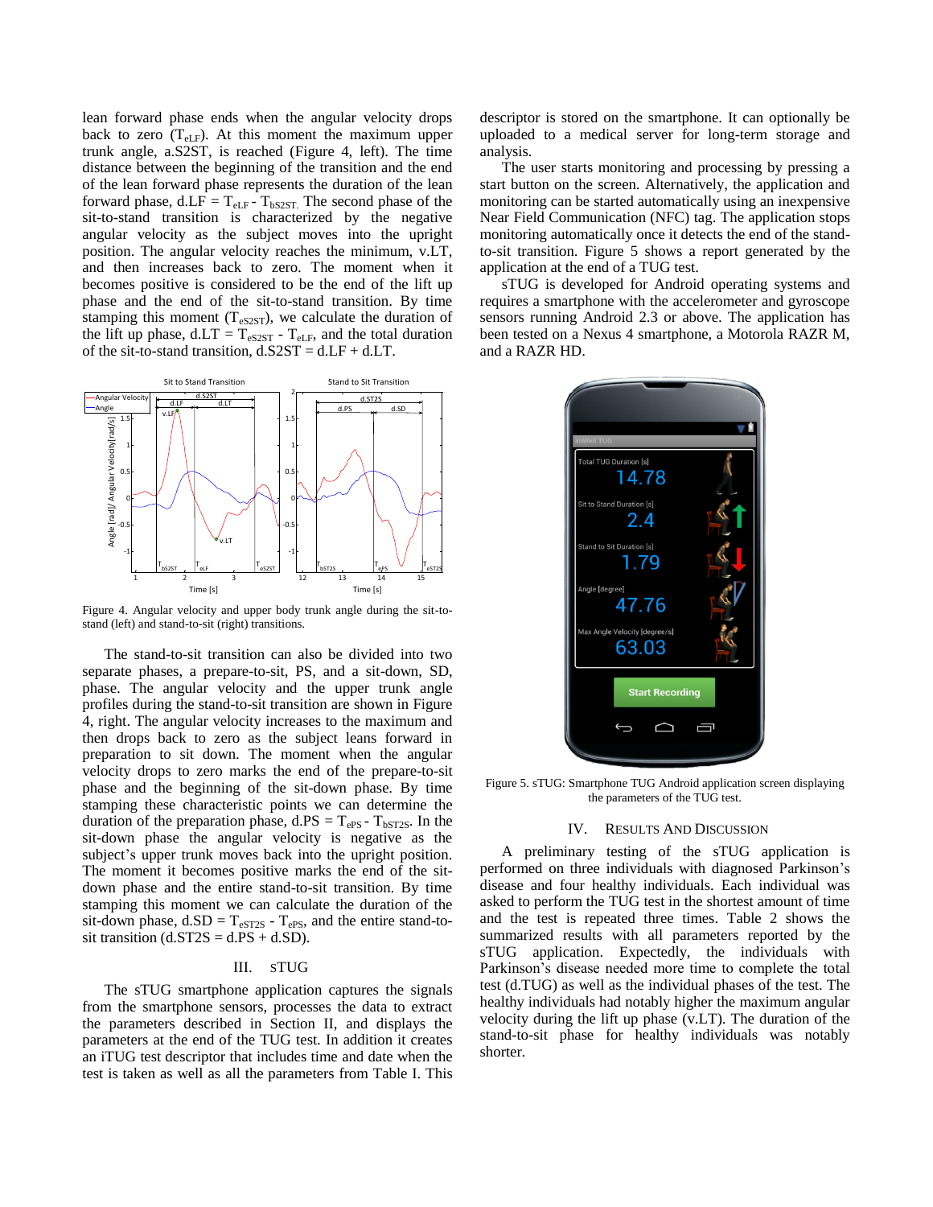lean forward phase ends when the angular velocity drops back to zero ($T_{eLF}$). At this moment the maximum upper trunk angle, a.S2ST, is reached (Figure 4, left). The time distance between the beginning of the transition and the end of the lean forward phase represents the duration of the lean forward phase, d.LF = $T_{eLF}$ - $T_{bS2ST}$. The second phase of the sit-to-stand transition is characterized by the negative angular velocity as the subject moves into the upright position. The angular velocity reaches the minimum, v.LT, and then increases back to zero. The moment when it becomes positive is considered to be the end of the lift up phase and the end of the sit-to-stand transition. By time stamping this moment ($T_{eS2ST}$), we calculate the duration of the lift up phase, d.LT = $T_{eS2ST}$ - $T_{eLF}$, and the total duration of the sit-to-stand transition, d.S2ST = d.LF + d.LT.

Sit to Stand Transition

Stand to Sit Transition

Angular Velocity

Angle

Angle [rad]/ Angular Velocity[rad/s]

Time [s]

Figure 4. Angular velocity and upper body trunk angle during the sit-to-stand (left) and stand-to-sit (right) transitions.

The stand-to-sit transition can also be divided into two separate phases, a prepare-to-sit, PS, and a sit-down, SD, phase. The angular velocity and the upper trunk angle profiles during the stand-to-sit transition are shown in Figure 4, right. The angular velocity increases to the maximum and then drops back to zero as the subject leans forward in preparation to sit down. The moment when the angular velocity drops to zero marks the end of the prepare-to-sit phase and the beginning of the sit-down phase. By time stamping these characteristic points we can determine the duration of the preparation phase, d.PS = $T_{ePS}$ - $T_{bST2S}$. In the sit-down phase the angular velocity is negative as the subject's upper trunk moves back into the upright position. The moment it becomes positive marks the end of the sit-down phase and the entire stand-to-sit transition. By time stamping this moment we can calculate the duration of the sit-down phase, d.SD = $T_{eST2S}$ - $T_{ePS}$, and the entire stand-to-sit transition (d.ST2S = d.PS + d.SD).

## III. sTUG

The sTUG smartphone application captures the signals from the smartphone sensors, processes the data to extract the parameters described in Section II, and displays the parameters at the end of the TUG test. In addition it creates an iTUG test descriptor that includes time and date when the test is taken as well as all the parameters from Table I. This descriptor is stored on the smartphone. It can optionally be uploaded to a medical server for long-term storage and analysis.

The user starts monitoring and processing by pressing a start button on the screen. Alternatively, the application and monitoring can be started automatically using an inexpensive Near Field Communication (NFC) tag. The application stops monitoring automatically once it detects the end of the stand-to-sit transition. Figure 5 shows a report generated by the application at the end of a TUG test.

sTUG is developed for Android operating systems and requires a smartphone with the accelerometer and gyroscope sensors running Android 2.3 or above. The application has been tested on a Nexus 4 smartphone, a Motorola RAZR M, and a RAZR HD.

inWell TUG

Total TUG Duration [s]
14.78

Sit to Stand Duration [s]
2.4

Stand to Sit Duration [s]
1.79

Angle [degree]
47.76

Max Angle Velocity [degree/s]
63.03

Start Recording

Figure 5. sTUG: Smartphone TUG Android application screen displaying the parameters of the TUG test.

## IV. Results and Discussion

A preliminary testing of the sTUG application is performed on three individuals with diagnosed Parkinson's disease and four healthy individuals. Each individual was asked to perform the TUG test in the shortest amount of time and the test is repeated three times. Table 2 shows the summarized results with all parameters reported by the sTUG application. Expectedly, the individuals with Parkinson's disease needed more time to complete the total test (d.TUG) as well as the individual phases of the test. The healthy individuals had notably higher the maximum angular velocity during the lift up phase (v.LT). The duration of the stand-to-sit phase for healthy individuals was notably shorter.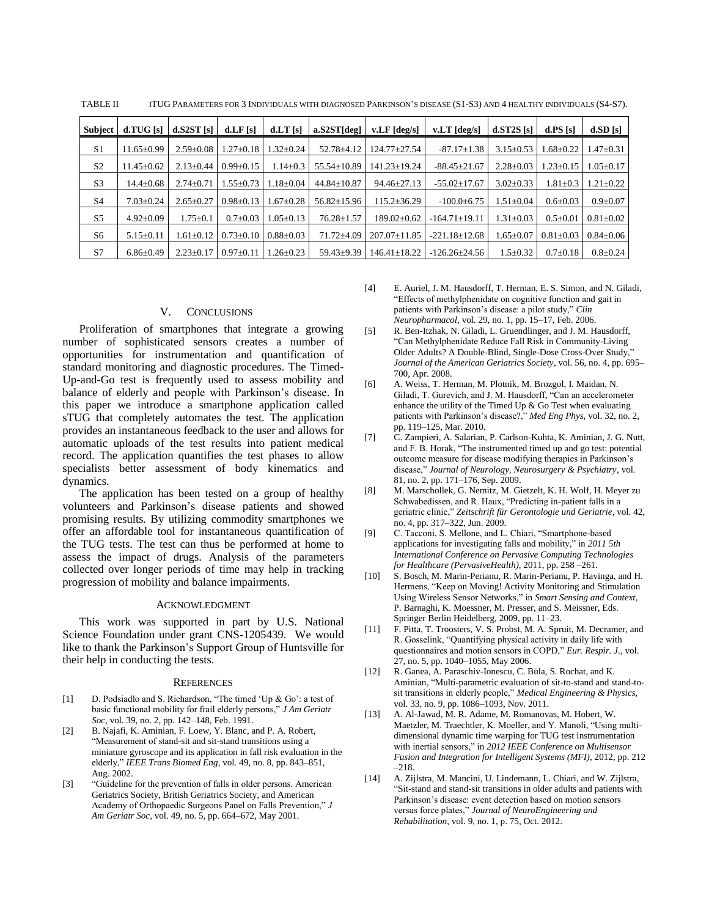TABLE II iTUG PARAMETERS FOR 3 INDIVIDUALS WITH DIAGNOSED PARKINSON'S DISEASE (S1-S3) AND 4 HEALTHY INDIVIDUALS (S4-S7).

| Subject | d.TUG [s] | d.S2ST [s] | d.LF [s] | d.LT [s] | a.S2ST[deg] | v.LF [deg/s] | v.LT [deg/s] | d.ST2S [s] | d.PS [s] | d.SD [s] |
|---|---|---|---|---|---|---|---|---|---|---|
| S1 | 11.65±0.99 | 2.59±0.08 | 1.27±0.18 | 1.32±0.24 | 52.78±4.12 | 124.77±27.54 | -87.17±1.38 | 3.15±0.53 | 1.68±0.22 | 1.47±0.31 |
| S2 | 11.45±0.62 | 2.13±0.44 | 0.99±0.15 | 1.14±0.3 | 55.54±10.89 | 141.23±19.24 | -88.45±21.67 | 2.28±0.03 | 1.23±0.15 | 1.05±0.17 |
| S3 | 14.4±0.68 | 2.74±0.71 | 1.55±0.73 | 1.18±0.04 | 44.84±10.87 | 94.46±27.13 | -55.02±17.67 | 3.02±0.33 | 1.81±0.3 | 1.21±0.22 |
| S4 | 7.03±0.24 | 2.65±0.27 | 0.98±0.13 | 1.67±0.28 | 56.82±15.96 | 115.2±36.29 | -100.0±6.75 | 1.51±0.04 | 0.6±0.03 | 0.9±0.07 |
| S5 | 4.92±0.09 | 1.75±0.1 | 0.7±0.03 | 1.05±0.13 | 76.28±1.57 | 189.02±0.62 | -164.71±19.11 | 1.31±0.03 | 0.5±0.01 | 0.81±0.02 |
| S6 | 5.15±0.11 | 1.61±0.12 | 0.73±0.10 | 0.88±0.03 | 71.72±4.09 | 207.07±11.85 | -221.18±12.68 | 1.65±0.07 | 0.81±0.03 | 0.84±0.06 |
| S7 | 6.86±0.49 | 2.23±0.17 | 0.97±0.11 | 1.26±0.23 | 59.43±9.39 | 146.41±18.22 | -126.26±24.56 | 1.5±0.32 | 0.7±0.18 | 0.8±0.24 |

## V. CONCLUSIONS

Proliferation of smartphones that integrate a growing number of sophisticated sensors creates a number of opportunities for instrumentation and quantification of standard monitoring and diagnostic procedures. The Timed-Up-and-Go test is frequently used to assess mobility and balance of elderly and people with Parkinson's disease. In this paper we introduce a smartphone application called sTUG that completely automates the test. The application provides an instantaneous feedback to the user and allows for automatic uploads of the test results into patient medical record. The application quantifies the test phases to allow specialists better assessment of body kinematics and dynamics.

The application has been tested on a group of healthy volunteers and Parkinson's disease patients and showed promising results. By utilizing commodity smartphones we offer an affordable tool for instantaneous quantification of the TUG tests. The test can thus be performed at home to assess the impact of drugs. Analysis of the parameters collected over longer periods of time may help in tracking progression of mobility and balance impairments.

## ACKNOWLEDGMENT

This work was supported in part by U.S. National Science Foundation under grant CNS-1205439. We would like to thank the Parkinson's Support Group of Huntsville for their help in conducting the tests.

## REFERENCES

[1] D. Podsiadlo and S. Richardson, "The timed 'Up & Go': a test of basic functional mobility for frail elderly persons," *J Am Geriatr Soc*, vol. 39, no. 2, pp. 142–148, Feb. 1991.

[2] B. Najafi, K. Aminian, F. Loew, Y. Blanc, and P. A. Robert, "Measurement of stand-sit and sit-stand transitions using a miniature gyroscope and its application in fall risk evaluation in the elderly," *IEEE Trans Biomed Eng*, vol. 49, no. 8, pp. 843–851, Aug. 2002.

[3] "Guideline for the prevention of falls in older persons. American Geriatrics Society, British Geriatrics Society, and American Academy of Orthopaedic Surgeons Panel on Falls Prevention," *J Am Geriatr Soc*, vol. 49, no. 5, pp. 664–672, May 2001.

[4] E. Auriel, J. M. Hausdorff, T. Herman, E. S. Simon, and N. Giladi, "Effects of methylphenidate on cognitive function and gait in patients with Parkinson's disease: a pilot study," *Clin Neuropharmacol*, vol. 29, no. 1, pp. 15–17, Feb. 2006.

[5] R. Ben-Itzhak, N. Giladi, L. Gruendlinger, and J. M. Hausdorff, "Can Methylphenidate Reduce Fall Risk in Community-Living Older Adults? A Double-Blind, Single-Dose Cross-Over Study," *Journal of the American Geriatrics Society*, vol. 56, no. 4, pp. 695–700, Apr. 2008.

[6] A. Weiss, T. Herman, M. Plotnik, M. Brozgol, I. Maidan, N. Giladi, T. Gurevich, and J. M. Hausdorff, "Can an accelerometer enhance the utility of the Timed Up & Go Test when evaluating patients with Parkinson's disease?," *Med Eng Phys*, vol. 32, no. 2, pp. 119–125, Mar. 2010.

[7] C. Zampieri, A. Salarian, P. Carlson-Kuhta, K. Aminian, J. G. Nutt, and F. B. Horak, "The instrumented timed up and go test: potential outcome measure for disease modifying therapies in Parkinson's disease," *Journal of Neurology, Neurosurgery & Psychiatry*, vol. 81, no. 2, pp. 171–176, Sep. 2009.

[8] M. Marschollek, G. Nemitz, M. Gietzelt, K. H. Wolf, H. Meyer zu Schwabedissen, and R. Haux, "Predicting in-patient falls in a geriatric clinic," *Zeitschrift für Gerontologie und Geriatrie*, vol. 42, no. 4, pp. 317–322, Jun. 2009.

[9] C. Tacconi, S. Mellone, and L. Chiari, "Smartphone-based applications for investigating falls and mobility," in *2011 5th International Conference on Pervasive Computing Technologies for Healthcare (PervasiveHealth)*, 2011, pp. 258 –261.

[10] S. Bosch, M. Marin-Perianu, R. Marin-Perianu, P. Havinga, and H. Hermens, "Keep on Moving! Activity Monitoring and Stimulation Using Wireless Sensor Networks," in *Smart Sensing and Context*, P. Barnaghi, K. Moessner, M. Presser, and S. Meissner, Eds. Springer Berlin Heidelberg, 2009, pp. 11–23.

[11] F. Pitta, T. Troosters, V. S. Probst, M. A. Spruit, M. Decramer, and R. Gosselink, "Quantifying physical activity in daily life with questionnaires and motion sensors in COPD," *Eur. Respir. J.*, vol. 27, no. 5, pp. 1040–1055, May 2006.

[12] R. Ganea, A. Paraschiv-Ionescu, C. Büla, S. Rochat, and K. Aminian, "Multi-parametric evaluation of sit-to-stand and stand-to-sit transitions in elderly people," *Medical Engineering & Physics*, vol. 33, no. 9, pp. 1086–1093, Nov. 2011.

[13] A. Al-Jawad, M. R. Adame, M. Romanovas, M. Hobert, W. Maetzler, M. Traechtler, K. Moeller, and Y. Manoli, "Using multi-dimensional dynamic time warping for TUG test instrumentation with inertial sensors," in *2012 IEEE Conference on Multisensor Fusion and Integration for Intelligent Systems (MFI)*, 2012, pp. 212 –218.

[14] A. Zijlstra, M. Mancini, U. Lindemann, L. Chiari, and W. Zijlstra, "Sit-stand and stand-sit transitions in older adults and patients with Parkinson's disease: event detection based on motion sensors versus force plates," *Journal of NeuroEngineering and Rehabilitation*, vol. 9, no. 1, p. 75, Oct. 2012.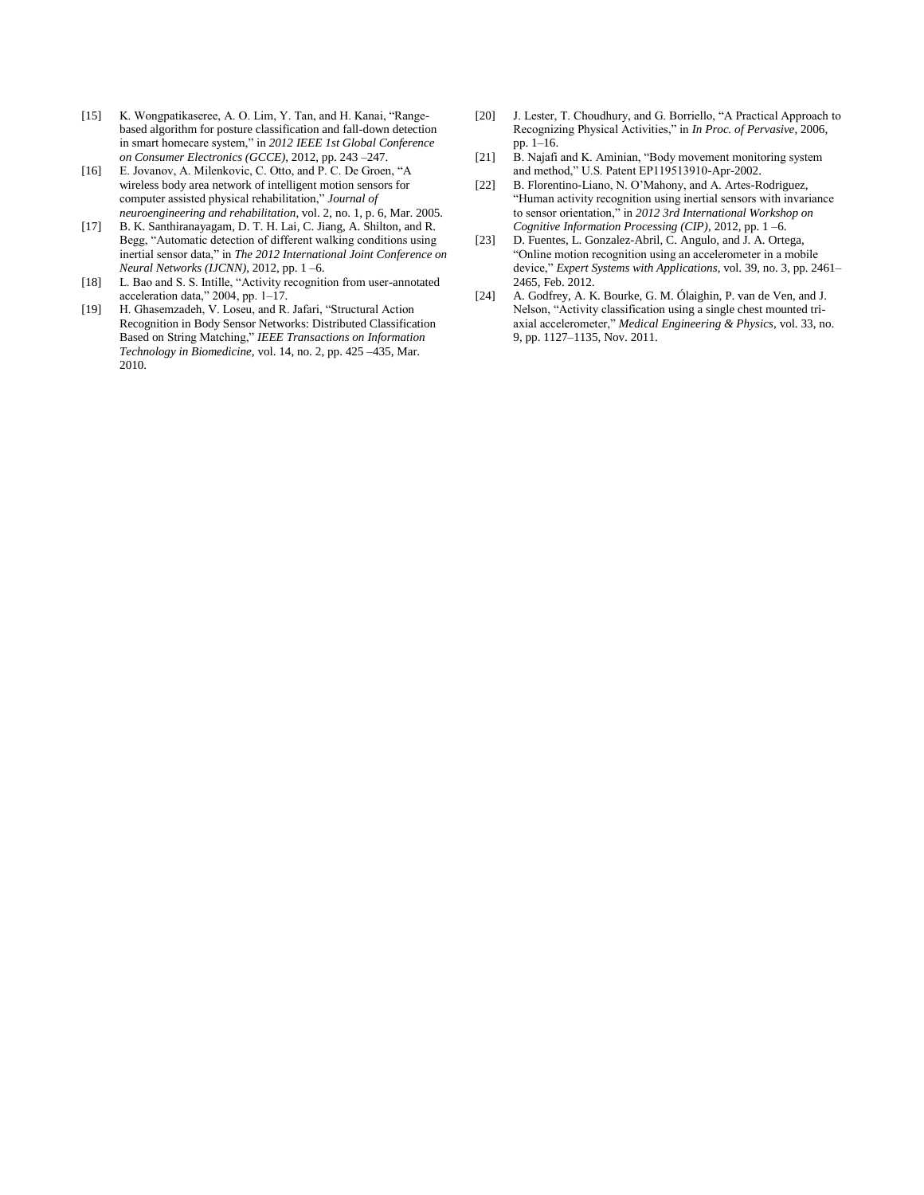[15] K. Wongpatikaseree, A. O. Lim, Y. Tan, and H. Kanai, "Range-based algorithm for posture classification and fall-down detection in smart homecare system," in *2012 IEEE 1st Global Conference on Consumer Electronics (GCCE)*, 2012, pp. 243 –247.

[16] E. Jovanov, A. Milenkovic, C. Otto, and P. C. De Groen, "A wireless body area network of intelligent motion sensors for computer assisted physical rehabilitation," *Journal of neuroengineering and rehabilitation*, vol. 2, no. 1, p. 6, Mar. 2005.

[17] B. K. Santhiranayagam, D. T. H. Lai, C. Jiang, A. Shilton, and R. Begg, "Automatic detection of different walking conditions using inertial sensor data," in *The 2012 International Joint Conference on Neural Networks (IJCNN)*, 2012, pp. 1 –6.

[18] L. Bao and S. S. Intille, "Activity recognition from user-annotated acceleration data," 2004, pp. 1–17.

[19] H. Ghasemzadeh, V. Loseu, and R. Jafari, "Structural Action Recognition in Body Sensor Networks: Distributed Classification Based on String Matching," *IEEE Transactions on Information Technology in Biomedicine*, vol. 14, no. 2, pp. 425 –435, Mar. 2010.

[20] J. Lester, T. Choudhury, and G. Borriello, "A Practical Approach to Recognizing Physical Activities," in *In Proc. of Pervasive*, 2006, pp. 1–16.

[21] B. Najafi and K. Aminian, "Body movement monitoring system and method," U.S. Patent EP119513910-Apr-2002.

[22] B. Florentino-Liano, N. O'Mahony, and A. Artes-Rodriguez, "Human activity recognition using inertial sensors with invariance to sensor orientation," in *2012 3rd International Workshop on Cognitive Information Processing (CIP)*, 2012, pp. 1 –6.

[23] D. Fuentes, L. Gonzalez-Abril, C. Angulo, and J. A. Ortega, "Online motion recognition using an accelerometer in a mobile device," *Expert Systems with Applications*, vol. 39, no. 3, pp. 2461–2465, Feb. 2012.

[24] A. Godfrey, A. K. Bourke, G. M. Ólaighin, P. van de Ven, and J. Nelson, "Activity classification using a single chest mounted tri-axial accelerometer," *Medical Engineering & Physics*, vol. 33, no. 9, pp. 1127–1135, Nov. 2011.